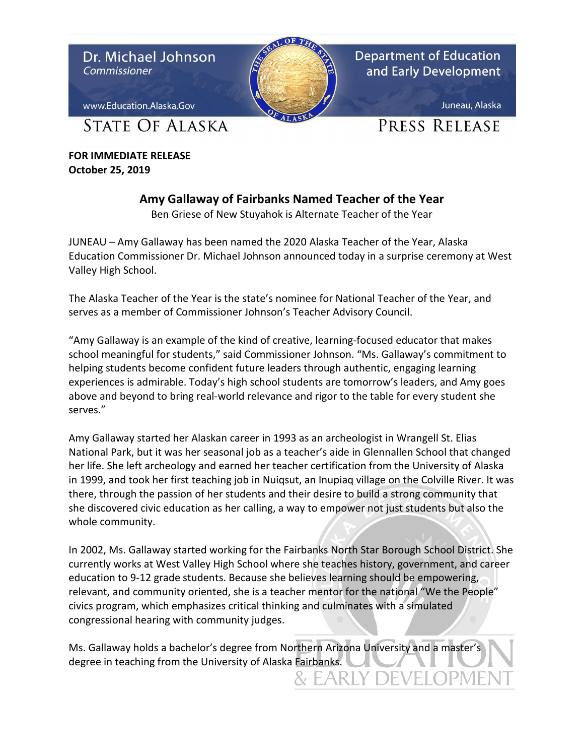Dr. Michael Johnson
*Commissioner*

www.Education.Alaska.Gov

STATE OF ALASKA

Department of Education and Early Development

Juneau, Alaska

PRESS RELEASE

**FOR IMMEDIATE RELEASE**
**October 25, 2019**

## Amy Gallaway of Fairbanks Named Teacher of the Year

Ben Griese of New Stuyahok is Alternate Teacher of the Year

JUNEAU – Amy Gallaway has been named the 2020 Alaska Teacher of the Year, Alaska Education Commissioner Dr. Michael Johnson announced today in a surprise ceremony at West Valley High School.

The Alaska Teacher of the Year is the state's nominee for National Teacher of the Year, and serves as a member of Commissioner Johnson's Teacher Advisory Council.

"Amy Gallaway is an example of the kind of creative, learning-focused educator that makes school meaningful for students," said Commissioner Johnson. "Ms. Gallaway's commitment to helping students become confident future leaders through authentic, engaging learning experiences is admirable. Today's high school students are tomorrow's leaders, and Amy goes above and beyond to bring real-world relevance and rigor to the table for every student she serves."

Amy Gallaway started her Alaskan career in 1993 as an archeologist in Wrangell St. Elias National Park, but it was her seasonal job as a teacher's aide in Glennallen School that changed her life. She left archeology and earned her teacher certification from the University of Alaska in 1999, and took her first teaching job in Nuiqsut, an Inupiaq village on the Colville River. It was there, through the passion of her students and their desire to build a strong community that she discovered civic education as her calling, a way to empower not just students but also the whole community.

In 2002, Ms. Gallaway started working for the Fairbanks North Star Borough School District. She currently works at West Valley High School where she teaches history, government, and career education to 9-12 grade students. Because she believes learning should be empowering, relevant, and community oriented, she is a teacher mentor for the national "We the People" civics program, which emphasizes critical thinking and culminates with a simulated congressional hearing with community judges.

Ms. Gallaway holds a bachelor's degree from Northern Arizona University and a master's degree in teaching from the University of Alaska Fairbanks.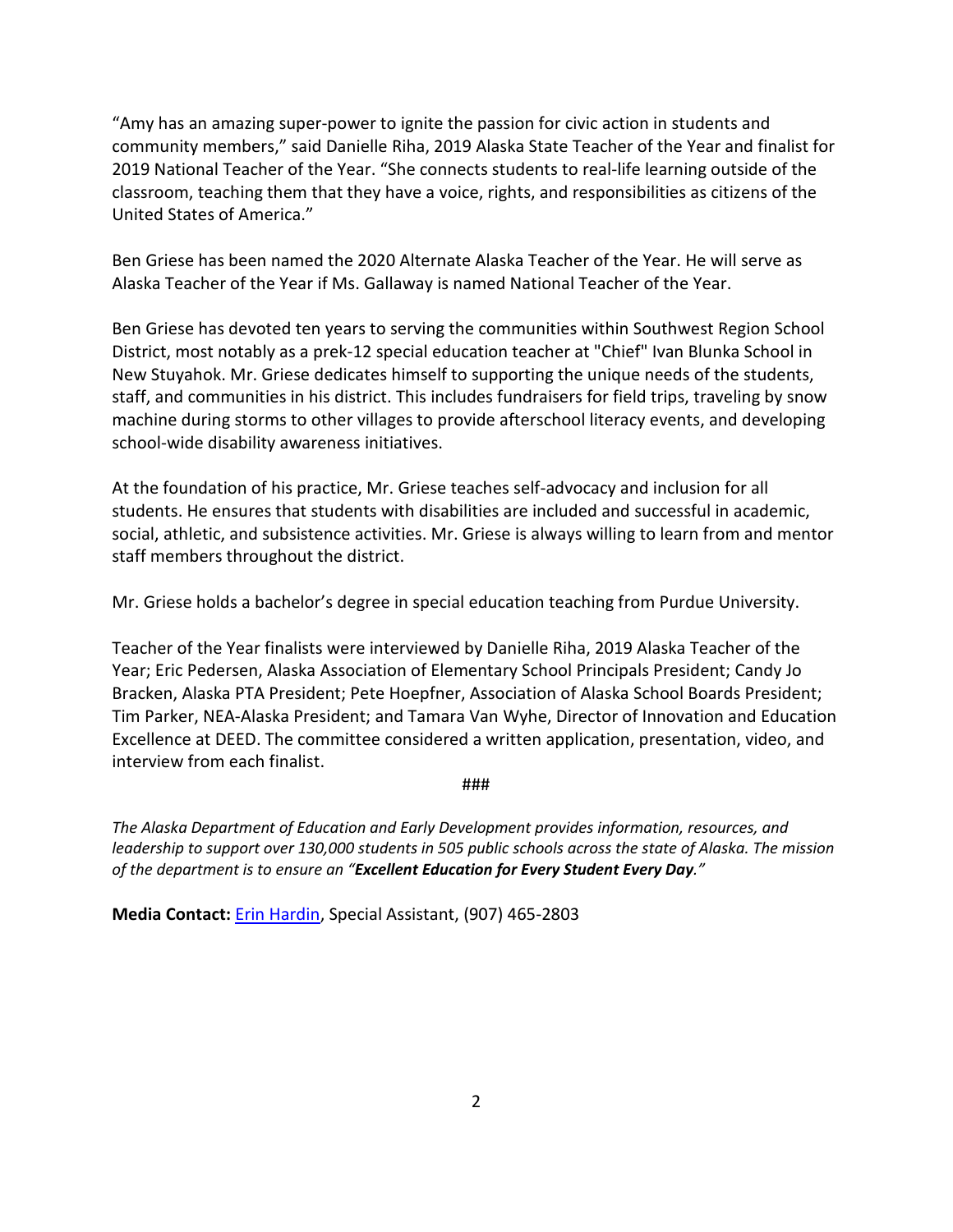"Amy has an amazing super-power to ignite the passion for civic action in students and community members," said Danielle Riha, 2019 Alaska State Teacher of the Year and finalist for 2019 National Teacher of the Year. "She connects students to real-life learning outside of the classroom, teaching them that they have a voice, rights, and responsibilities as citizens of the United States of America."

Ben Griese has been named the 2020 Alternate Alaska Teacher of the Year. He will serve as Alaska Teacher of the Year if Ms. Gallaway is named National Teacher of the Year.

Ben Griese has devoted ten years to serving the communities within Southwest Region School District, most notably as a prek-12 special education teacher at "Chief" Ivan Blunka School in New Stuyahok. Mr. Griese dedicates himself to supporting the unique needs of the students, staff, and communities in his district. This includes fundraisers for field trips, traveling by snow machine during storms to other villages to provide afterschool literacy events, and developing school-wide disability awareness initiatives.

At the foundation of his practice, Mr. Griese teaches self-advocacy and inclusion for all students. He ensures that students with disabilities are included and successful in academic, social, athletic, and subsistence activities. Mr. Griese is always willing to learn from and mentor staff members throughout the district.

Mr. Griese holds a bachelor's degree in special education teaching from Purdue University.

Teacher of the Year finalists were interviewed by Danielle Riha, 2019 Alaska Teacher of the Year; Eric Pedersen, Alaska Association of Elementary School Principals President; Candy Jo Bracken, Alaska PTA President; Pete Hoepfner, Association of Alaska School Boards President; Tim Parker, NEA-Alaska President; and Tamara Van Wyhe, Director of Innovation and Education Excellence at DEED. The committee considered a written application, presentation, video, and interview from each finalist.

###

*The Alaska Department of Education and Early Development provides information, resources, and leadership to support over 130,000 students in 505 public schools across the state of Alaska. The mission of the department is to ensure an "**Excellent Education for Every Student Every Day**."*

**Media Contact:** Erin Hardin, Special Assistant, (907) 465-2803